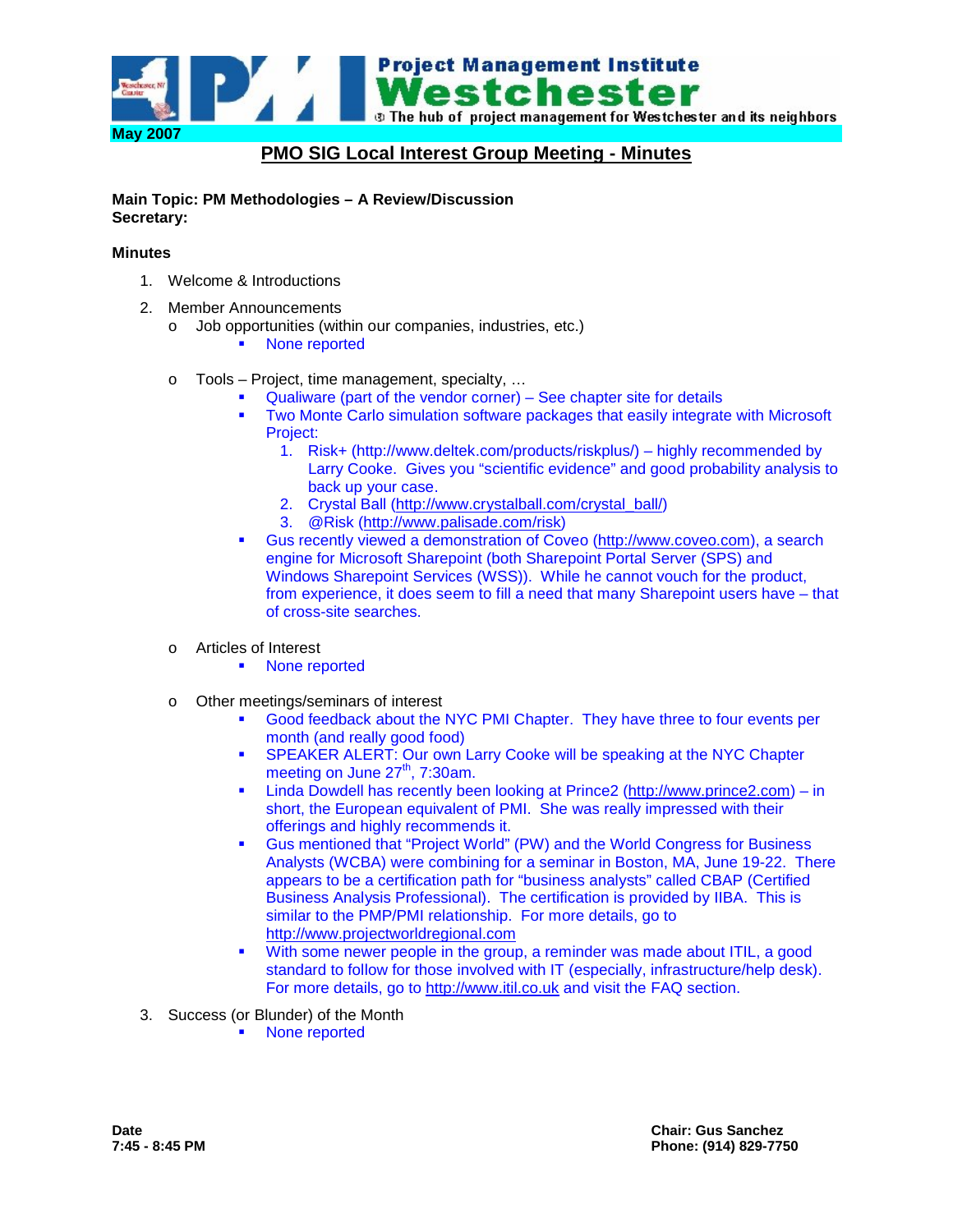Project Management Institute
Westchester
The hub of project management for Westchester and its neighbors

May 2007

# PMO SIG Local Interest Group Meeting - Minutes

**Main Topic: PM Methodologies – A Review/Discussion**
**Secretary:**

**Minutes**

1. Welcome & Introductions

2. Member Announcements
   - Job opportunities (within our companies, industries, etc.)
     - None reported
   - Tools – Project, time management, specialty, …
     - Qualiware (part of the vendor corner) – See chapter site for details
     - Two Monte Carlo simulation software packages that easily integrate with Microsoft Project:
       1. Risk+ (http://www.deltek.com/products/riskplus/) – highly recommended by Larry Cooke. Gives you "scientific evidence" and good probability analysis to back up your case.
       2. Crystal Ball (http://www.crystalball.com/crystal_ball/)
       3. @Risk (http://www.palisade.com/risk)
     - Gus recently viewed a demonstration of Coveo (http://www.coveo.com), a search engine for Microsoft Sharepoint (both Sharepoint Portal Server (SPS) and Windows Sharepoint Services (WSS)). While he cannot vouch for the product, from experience, it does seem to fill a need that many Sharepoint users have – that of cross-site searches.
   - Articles of Interest
     - None reported
   - Other meetings/seminars of interest
     - Good feedback about the NYC PMI Chapter. They have three to four events per month (and really good food)
     - SPEAKER ALERT: Our own Larry Cooke will be speaking at the NYC Chapter meeting on June 27th, 7:30am.
     - Linda Dowdell has recently been looking at Prince2 (http://www.prince2.com) – in short, the European equivalent of PMI. She was really impressed with their offerings and highly recommends it.
     - Gus mentioned that "Project World" (PW) and the World Congress for Business Analysts (WCBA) were combining for a seminar in Boston, MA, June 19-22. There appears to be a certification path for "business analysts" called CBAP (Certified Business Analysis Professional). The certification is provided by IIBA. This is similar to the PMP/PMI relationship. For more details, go to http://www.projectworldregional.com
     - With some newer people in the group, a reminder was made about ITIL, a good standard to follow for those involved with IT (especially, infrastructure/help desk). For more details, go to http://www.itil.co.uk and visit the FAQ section.

3. Success (or Blunder) of the Month
   - None reported

**Date**
**7:45 - 8:45 PM**

**Chair: Gus Sanchez**
**Phone: (914) 829-7750**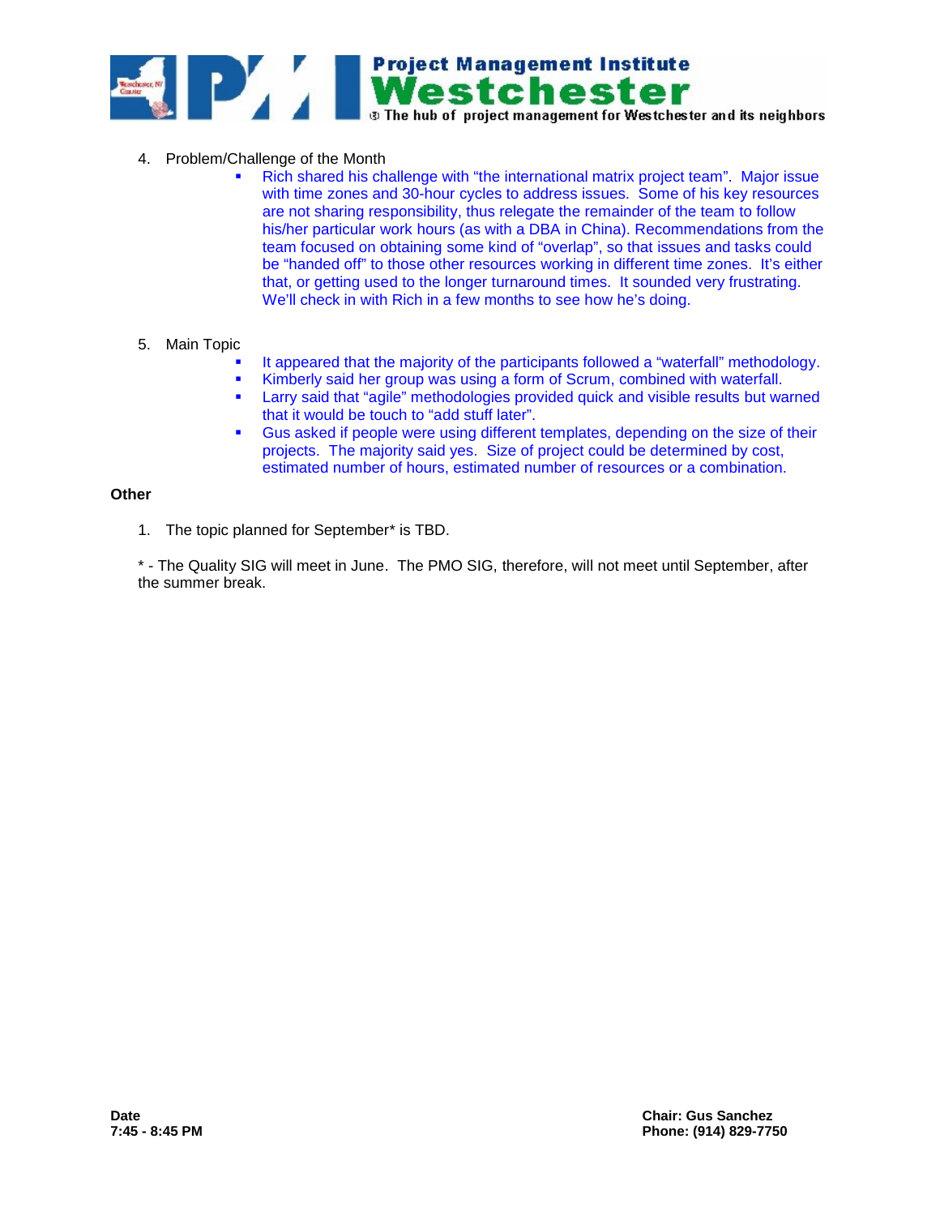4. Problem/Challenge of the Month
   - Rich shared his challenge with "the international matrix project team". Major issue with time zones and 30-hour cycles to address issues. Some of his key resources are not sharing responsibility, thus relegate the remainder of the team to follow his/her particular work hours (as with a DBA in China). Recommendations from the team focused on obtaining some kind of "overlap", so that issues and tasks could be "handed off" to those other resources working in different time zones. It's either that, or getting used to the longer turnaround times. It sounded very frustrating. We'll check in with Rich in a few months to see how he's doing.

5. Main Topic
   - It appeared that the majority of the participants followed a "waterfall" methodology.
   - Kimberly said her group was using a form of Scrum, combined with waterfall.
   - Larry said that "agile" methodologies provided quick and visible results but warned that it would be touch to "add stuff later".
   - Gus asked if people were using different templates, depending on the size of their projects. The majority said yes. Size of project could be determined by cost, estimated number of hours, estimated number of resources or a combination.

**Other**

1. The topic planned for September* is TBD.

* - The Quality SIG will meet in June. The PMO SIG, therefore, will not meet until September, after the summer break.

**Date**
**7:45 - 8:45 PM**

**Chair: Gus Sanchez**
**Phone: (914) 829-7750**